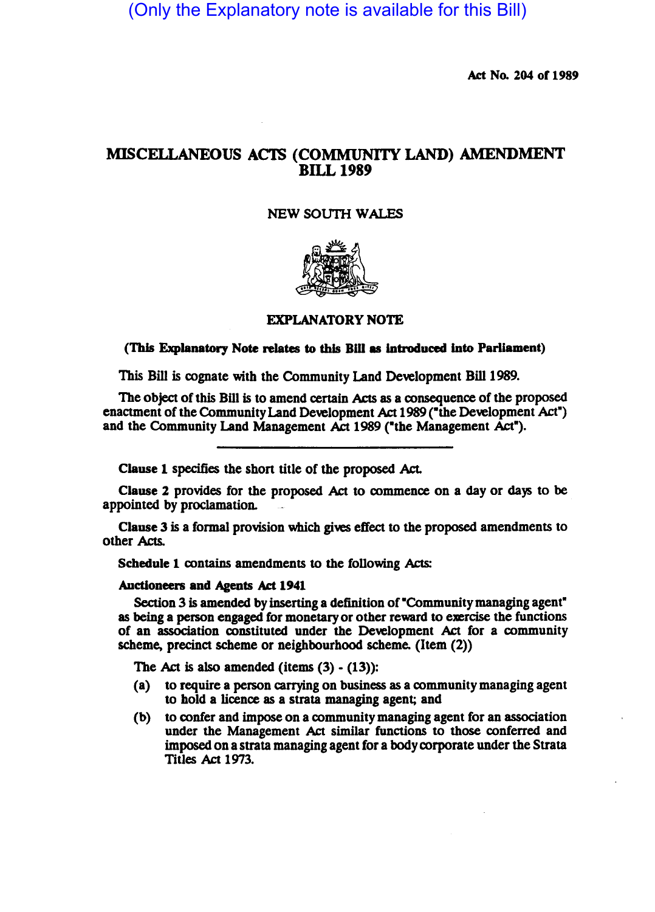(Only the Explanatory note is available for this Bill)

Act No. 204 of 1989

# MISCELLANEOUS ACTS (COMMUNITY LAND) AMENDMENT BILL 1989

NEW SOUTH WALES

## EXPLANATORY NOTE

**(This Explanatory Note relates to this Bill as introduced into Parliament)**

This Bill is cognate with the Community Land Development Bill 1989.

The object of this Bill is to amend certain Acts as a consequence of the proposed enactment of the Community Land Development Act 1989 ("the Development Act") and the Community Land Management Act 1989 ("the Management Act").

---

**Clause 1** specifies the short title of the proposed Act.

**Clause 2** provides for the proposed Act to commence on a day or days to be appointed by proclamation.

**Clause 3** is a formal provision which gives effect to the proposed amendments to other Acts.

**Schedule 1** contains amendments to the following Acts:

**Auctioneers and Agents Act 1941**

Section 3 is amended by inserting a definition of "Community managing agent" as being a person engaged for monetary or other reward to exercise the functions of an association constituted under the Development Act for a community scheme, precinct scheme or neighbourhood scheme. (Item (2))

The Act is also amended (items (3) - (13)):

(a) to require a person carrying on business as a community managing agent to hold a licence as a strata managing agent; and

(b) to confer and impose on a community managing agent for an association under the Management Act similar functions to those conferred and imposed on a strata managing agent for a body corporate under the Strata Titles Act 1973.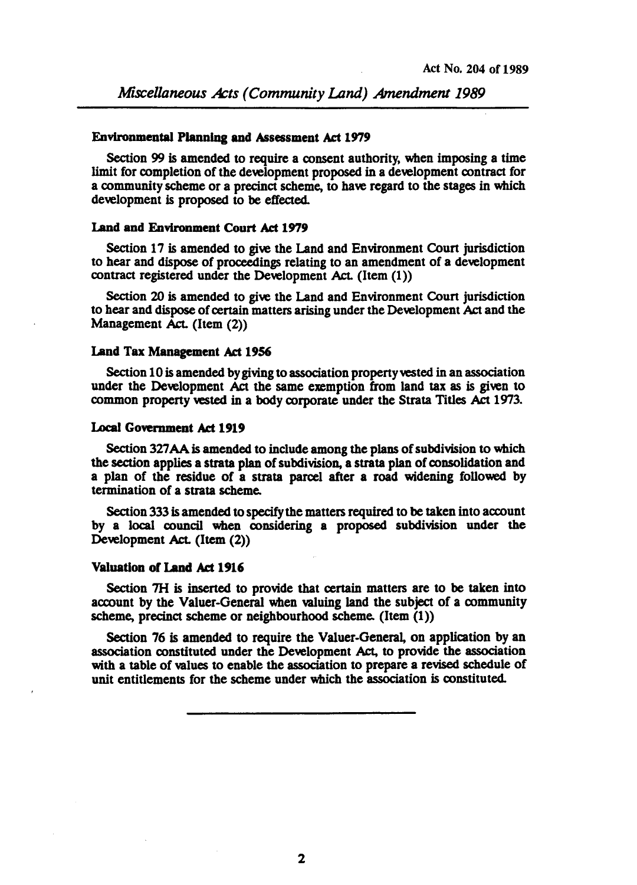**Environmental Planning and Assessment Act 1979**

Section 99 is amended to require a consent authority, when imposing a time limit for completion of the development proposed in a development contract for a community scheme or a precinct scheme, to have regard to the stages in which development is proposed to be effected.

**Land and Environment Court Act 1979**

Section 17 is amended to give the Land and Environment Court jurisdiction to hear and dispose of proceedings relating to an amendment of a development contract registered under the Development Act. (Item (1))

Section 20 is amended to give the Land and Environment Court jurisdiction to hear and dispose of certain matters arising under the Development Act and the Management Act. (Item (2))

**Land Tax Management Act 1956**

Section 10 is amended by giving to association property vested in an association under the Development Act the same exemption from land tax as is given to common property vested in a body corporate under the Strata Titles Act 1973.

**Local Government Act 1919**

Section 327AA is amended to include among the plans of subdivision to which the section applies a strata plan of subdivision, a strata plan of consolidation and a plan of the residue of a strata parcel after a road widening followed by termination of a strata scheme.

Section 333 is amended to specify the matters required to be taken into account by a local council when considering a proposed subdivision under the Development Act. (Item (2))

**Valuation of Land Act 1916**

Section 7H is inserted to provide that certain matters are to be taken into account by the Valuer-General when valuing land the subject of a community scheme, precinct scheme or neighbourhood scheme. (Item (1))

Section 76 is amended to require the Valuer-General, on application by an association constituted under the Development Act, to provide the association with a table of values to enable the association to prepare a revised schedule of unit entitlements for the scheme under which the association is constituted.